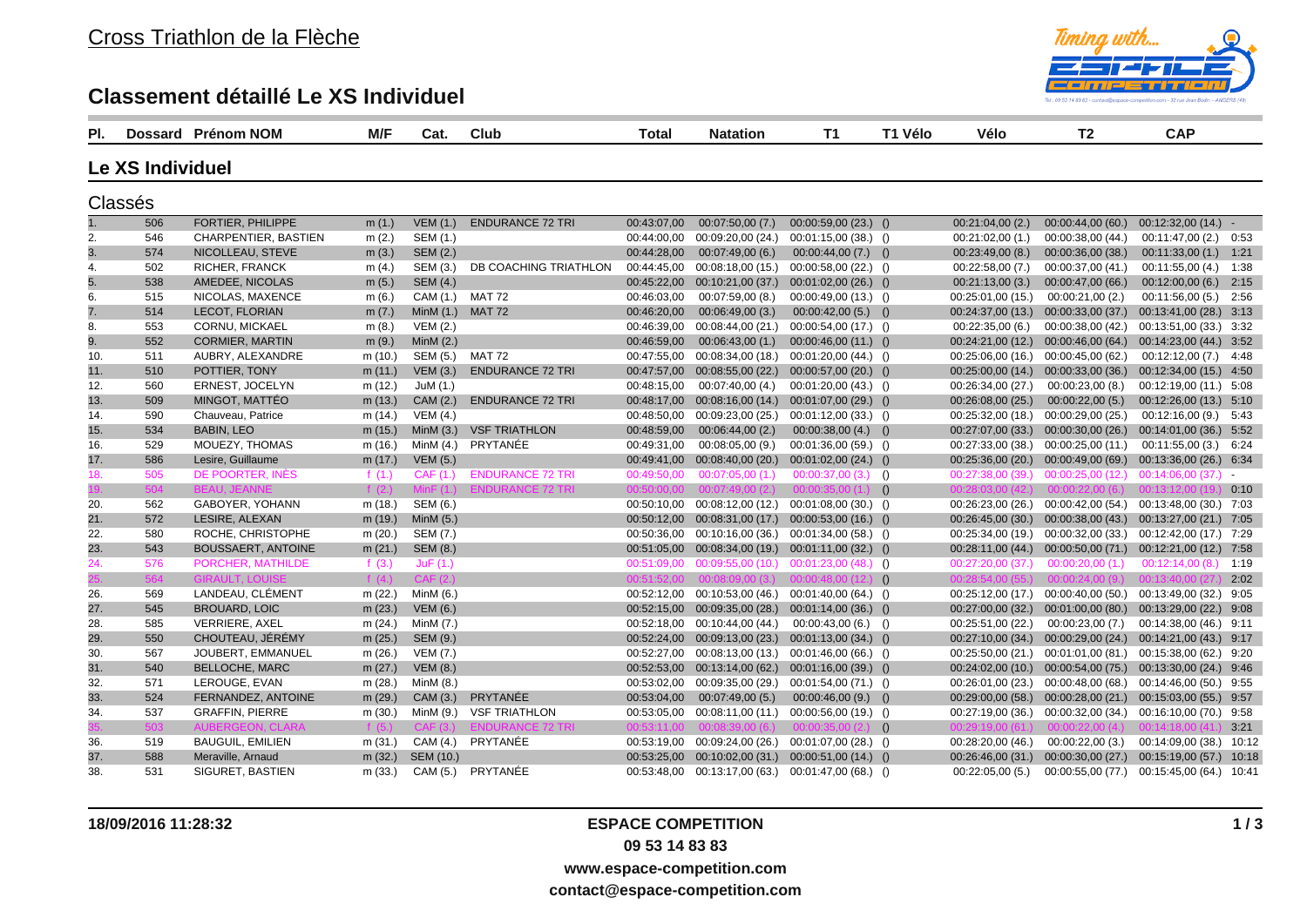# Cross Triathlon de la Flèche

## Classement détaillé Le XS Individuel

### Le XS Individuel

#### Classés

| Pl. | Dossard | Prénom NOM | M/F | Cat. | Club | Total | Natation | T1 | T1 Vélo | Vélo | T2 | CAP | |
|---|---|---|---|---|---|---|---|---|---|---|---|---|---|
| 1. | 506 | FORTIER, PHILIPPE | m (1.) | VEM (1.) | ENDURANCE 72 TRI | 00:43:07,00 | 00:07:50,00 (7.) | 00:00:59,00 (23.) | () | 00:21:04,00 (2.) | 00:00:44,00 (60.) | 00:12:32,00 (14.) | - |
| 2. | 546 | CHARPENTIER, BASTIEN | m (2.) | SEM (1.) | | 00:44:00,00 | 00:09:20,00 (24.) | 00:01:15,00 (38.) | () | 00:21:02,00 (1.) | 00:00:38,00 (44.) | 00:11:47,00 (2.) | 0:53 |
| 3. | 574 | NICOLLEAU, STEVE | m (3.) | SEM (2.) | | 00:44:28,00 | 00:07:49,00 (6.) | 00:00:44,00 (7.) | () | 00:23:49,00 (8.) | 00:00:36,00 (38.) | 00:11:33,00 (1.) | 1:21 |
| 4. | 502 | RICHER, FRANCK | m (4.) | SEM (3.) | DB COACHING TRIATHLON | 00:44:45,00 | 00:08:18,00 (15.) | 00:00:58,00 (22.) | () | 00:22:58,00 (7.) | 00:00:37,00 (41.) | 00:11:55,00 (4.) | 1:38 |
| 5. | 538 | AMEDEE, NICOLAS | m (5.) | SEM (4.) | | 00:45:22,00 | 00:10:21,00 (37.) | 00:01:02,00 (26.) | () | 00:21:13,00 (3.) | 00:00:47,00 (66.) | 00:12:00,00 (6.) | 2:15 |
| 6. | 515 | NICOLAS, MAXENCE | m (6.) | CAM (1.) | MAT 72 | 00:46:03,00 | 00:07:59,00 (8.) | 00:00:49,00 (13.) | () | 00:25:01,00 (15.) | 00:00:21,00 (2.) | 00:11:56,00 (5.) | 2:56 |
| 7. | 514 | LECOT, FLORIAN | m (7.) | MinM (1.) | MAT 72 | 00:46:20,00 | 00:06:49,00 (3.) | 00:00:42,00 (5.) | () | 00:24:37,00 (13.) | 00:00:33,00 (37.) | 00:13:41,00 (28.) | 3:13 |
| 8. | 553 | CORNU, MICKAEL | m (8.) | VEM (2.) | | 00:46:39,00 | 00:08:44,00 (21.) | 00:00:54,00 (17.) | () | 00:22:35,00 (6.) | 00:00:38,00 (42.) | 00:13:51,00 (33.) | 3:32 |
| 9. | 552 | CORMIER, MARTIN | m (9.) | MinM (2.) | | 00:46:59,00 | 00:06:43,00 (1.) | 00:00:46,00 (11.) | () | 00:24:21,00 (12.) | 00:00:46,00 (64.) | 00:14:23,00 (44.) | 3:52 |
| 10. | 511 | AUBRY, ALEXANDRE | m (10.) | SEM (5.) | MAT 72 | 00:47:55,00 | 00:08:34,00 (18.) | 00:01:20,00 (44.) | () | 00:25:06,00 (16.) | 00:00:45,00 (62.) | 00:12:12,00 (7.) | 4:48 |
| 11. | 510 | POTTIER, TONY | m (11.) | VEM (3.) | ENDURANCE 72 TRI | 00:47:57,00 | 00:08:55,00 (22.) | 00:00:57,00 (20.) | () | 00:25:00,00 (14.) | 00:00:33,00 (36.) | 00:12:34,00 (15.) | 4:50 |
| 12. | 560 | ERNEST, JOCELYN | m (12.) | JuM (1.) | | 00:48:15,00 | 00:07:40,00 (4.) | 00:01:20,00 (43.) | () | 00:26:34,00 (27.) | 00:00:23,00 (8.) | 00:12:19,00 (11.) | 5:08 |
| 13. | 509 | MINGOT, MATTÉO | m (13.) | CAM (2.) | ENDURANCE 72 TRI | 00:48:17,00 | 00:08:16,00 (14.) | 00:01:07,00 (29.) | () | 00:26:08,00 (25.) | 00:00:22,00 (5.) | 00:12:26,00 (13.) | 5:10 |
| 14. | 590 | Chauveau, Patrice | m (14.) | VEM (4.) | | 00:48:50,00 | 00:09:23,00 (25.) | 00:01:12,00 (33.) | () | 00:25:32,00 (18.) | 00:00:29,00 (25.) | 00:12:16,00 (9.) | 5:43 |
| 15. | 534 | BABIN, LEO | m (15.) | MinM (3.) | VSF TRIATHLON | 00:48:59,00 | 00:06:44,00 (2.) | 00:00:38,00 (4.) | () | 00:27:07,00 (33.) | 00:00:30,00 (26.) | 00:14:01,00 (36.) | 5:52 |
| 16. | 529 | MOUEZY, THOMAS | m (16.) | MinM (4.) | PRYTANÉE | 00:49:31,00 | 00:08:05,00 (9.) | 00:01:36,00 (59.) | () | 00:27:33,00 (38.) | 00:00:25,00 (11.) | 00:11:55,00 (3.) | 6:24 |
| 17. | 586 | Lesire, Guillaume | m (17.) | VEM (5.) | | 00:49:41,00 | 00:08:40,00 (20.) | 00:01:02,00 (24.) | () | 00:25:36,00 (20.) | 00:00:49,00 (69.) | 00:13:36,00 (26.) | 6:34 |
| 18. | 505 | DE POORTER, INÈS | f (1.) | CAF (1.) | ENDURANCE 72 TRI | 00:49:50,00 | 00:07:05,00 (1.) | 00:00:37,00 (3.) | () | 00:27:38,00 (39.) | 00:00:25,00 (12.) | 00:14:06,00 (37.) | - |
| 19. | 504 | BEAU, JEANNE | f (2.) | MinF (1.) | ENDURANCE 72 TRI | 00:50:00,00 | 00:07:49,00 (2.) | 00:00:35,00 (1.) | () | 00:28:03,00 (42.) | 00:00:22,00 (6.) | 00:13:12,00 (19.) | 0:10 |
| 20. | 562 | GABOYER, YOHANN | m (18.) | SEM (6.) | | 00:50:10,00 | 00:08:12,00 (12.) | 00:01:08,00 (30.) | () | 00:26:23,00 (26.) | 00:00:42,00 (54.) | 00:13:48,00 (30.) | 7:03 |
| 21. | 572 | LESIRE, ALEXAN | m (19.) | MinM (5.) | | 00:50:12,00 | 00:08:31,00 (17.) | 00:00:53,00 (16.) | () | 00:26:45,00 (30.) | 00:00:38,00 (43.) | 00:13:27,00 (21.) | 7:05 |
| 22. | 580 | ROCHE, CHRISTOPHE | m (20.) | SEM (7.) | | 00:50:36,00 | 00:10:16,00 (36.) | 00:01:34,00 (58.) | () | 00:25:34,00 (19.) | 00:00:32,00 (33.) | 00:12:42,00 (17.) | 7:29 |
| 23. | 543 | BOUSSAERT, ANTOINE | m (21.) | SEM (8.) | | 00:51:05,00 | 00:08:34,00 (19.) | 00:01:11,00 (32.) | () | 00:28:11,00 (44.) | 00:00:50,00 (71.) | 00:12:21,00 (12.) | 7:58 |
| 24. | 576 | PORCHER, MATHILDE | f (3.) | JuF (1.) | | 00:51:09,00 | 00:09:55,00 (10.) | 00:01:23,00 (48.) | () | 00:27:20,00 (37.) | 00:00:20,00 (1.) | 00:12:14,00 (8.) | 1:19 |
| 25. | 564 | GIRAULT, LOUISE | f (4.) | CAF (2.) | | 00:51:52,00 | 00:08:09,00 (3.) | 00:00:48,00 (12.) | () | 00:28:54,00 (55.) | 00:00:24,00 (9.) | 00:13:40,00 (27.) | 2:02 |
| 26. | 569 | LANDEAU, CLÉMENT | m (22.) | MinM (6.) | | 00:52:12,00 | 00:10:53,00 (46.) | 00:01:40,00 (64.) | () | 00:25:12,00 (17.) | 00:00:40,00 (50.) | 00:13:49,00 (32.) | 9:05 |
| 27. | 545 | BROUARD, LOIC | m (23.) | VEM (6.) | | 00:52:15,00 | 00:09:35,00 (28.) | 00:01:14,00 (36.) | () | 00:27:00,00 (32.) | 00:01:00,00 (80.) | 00:13:29,00 (22.) | 9:08 |
| 28. | 585 | VERRIERE, AXEL | m (24.) | MinM (7.) | | 00:52:18,00 | 00:10:44,00 (44.) | 00:00:43,00 (6.) | () | 00:25:51,00 (22.) | 00:00:23,00 (7.) | 00:14:38,00 (46.) | 9:11 |
| 29. | 550 | CHOUTEAU, JÉRÉMY | m (25.) | SEM (9.) | | 00:52:24,00 | 00:09:13,00 (23.) | 00:01:13,00 (34.) | () | 00:27:10,00 (34.) | 00:00:29,00 (24.) | 00:14:21,00 (43.) | 9:17 |
| 30. | 567 | JOUBERT, EMMANUEL | m (26.) | VEM (7.) | | 00:52:27,00 | 00:08:13,00 (13.) | 00:01:46,00 (66.) | () | 00:25:50,00 (21.) | 00:01:01,00 (81.) | 00:15:38,00 (62.) | 9:20 |
| 31. | 540 | BELLOCHE, MARC | m (27.) | VEM (8.) | | 00:52:53,00 | 00:13:14,00 (62.) | 00:01:16,00 (39.) | () | 00:24:02,00 (10.) | 00:00:54,00 (75.) | 00:13:30,00 (24.) | 9:46 |
| 32. | 571 | LEROUGE, EVAN | m (28.) | MinM (8.) | | 00:53:02,00 | 00:09:35,00 (29.) | 00:01:54,00 (71.) | () | 00:26:01,00 (23.) | 00:00:48,00 (68.) | 00:14:46,00 (50.) | 9:55 |
| 33. | 524 | FERNANDEZ, ANTOINE | m (29.) | CAM (3.) | PRYTANÉE | 00:53:04,00 | 00:07:49,00 (5.) | 00:00:46,00 (9.) | () | 00:29:00,00 (58.) | 00:00:28,00 (21.) | 00:15:03,00 (55.) | 9:57 |
| 34. | 537 | GRAFFIN, PIERRE | m (30.) | MinM (9.) | VSF TRIATHLON | 00:53:05,00 | 00:08:11,00 (11.) | 00:00:56,00 (19.) | () | 00:27:19,00 (36.) | 00:00:32,00 (34.) | 00:16:10,00 (70.) | 9:58 |
| 35. | 503 | AUBERGEON, CLARA | f (5.) | CAF (3.) | ENDURANCE 72 TRI | 00:53:11,00 | 00:08:39,00 (6.) | 00:00:35,00 (2.) | () | 00:29:19,00 (61.) | 00:00:22,00 (4.) | 00:14:18,00 (41.) | 3:21 |
| 36. | 519 | BAUGUIL, EMILIEN | m (31.) | CAM (4.) | PRYTANÉE | 00:53:19,00 | 00:09:24,00 (26.) | 00:01:07,00 (28.) | () | 00:28:20,00 (46.) | 00:00:22,00 (3.) | 00:14:09,00 (38.) | 10:12 |
| 37. | 588 | Meraville, Arnaud | m (32.) | SEM (10.) | | 00:53:25,00 | 00:10:02,00 (31.) | 00:00:51,00 (14.) | () | 00:26:46,00 (31.) | 00:00:30,00 (27.) | 00:15:19,00 (57.) | 10:18 |
| 38. | 531 | SIGURET, BASTIEN | m (33.) | CAM (5.) | PRYTANÉE | 00:53:48,00 | 00:13:17,00 (63.) | 00:01:47,00 (68.) | () | 00:22:05,00 (5.) | 00:00:55,00 (77.) | 00:15:45,00 (64.) | 10:41 |

18/09/2016 11:28:32

**ESPACE COMPETITION**

**09 53 14 83 83**

**www.espace-competition.com**

**contact@espace-competition.com**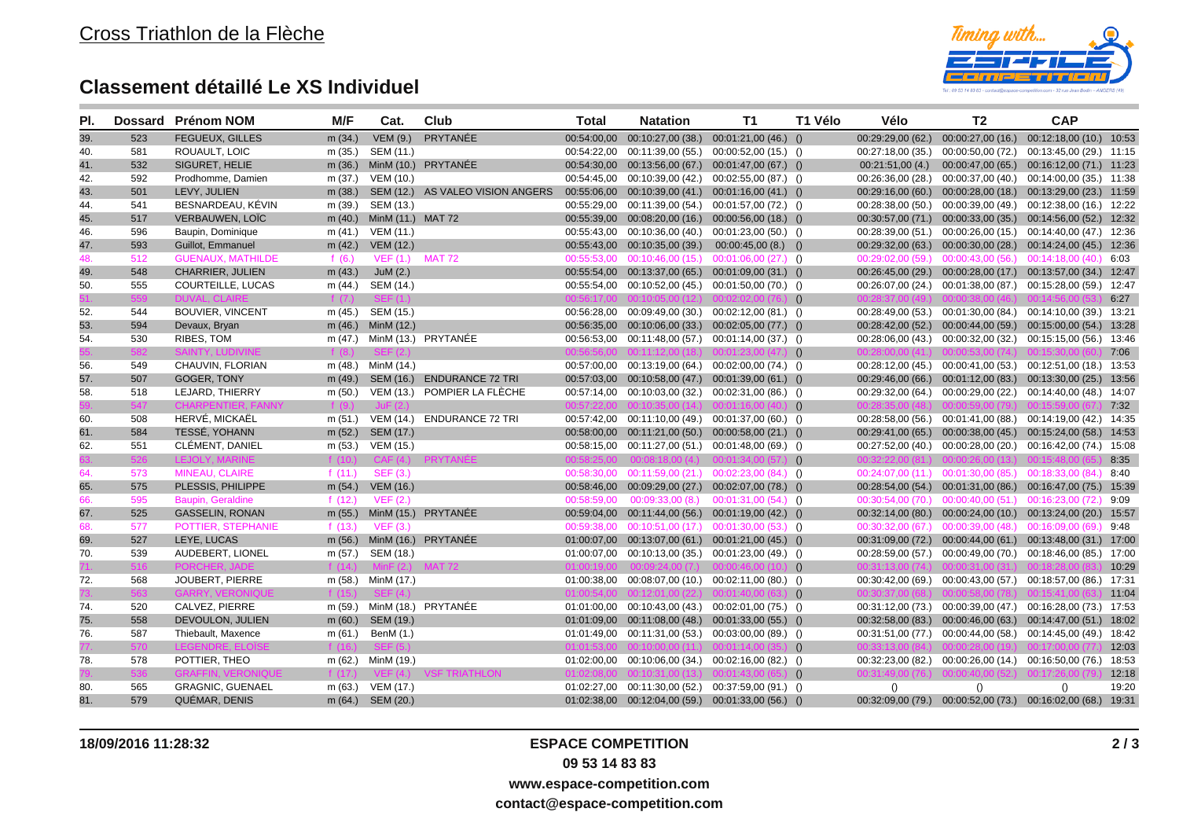# Cross Triathlon de la Flèche

## Classement détaillé Le XS Individuel

| Pl. | Dossard | Prénom NOM | M/F | Cat. | Club | Total | Natation | T1 | T1 Vélo | Vélo | T2 | CAP | |
|---|---|---|---|---|---|---|---|---|---|---|---|---|---|
| 39. | 523 | FEGUEUX, GILLES | m (34.) | VEM (9.) | PRYTANÉE | 00:54:00,00 | 00:10:27,00 (38.) | 00:01:21,00 (46.) | () | 00:29:29,00 (62.) | 00:00:27,00 (16.) | 00:12:18,00 (10.) | 10:53 |
| 40. | 581 | ROUAULT, LOIC | m (35.) | SEM (11.) | | 00:54:22,00 | 00:11:39,00 (55.) | 00:00:52,00 (15.) | () | 00:27:18,00 (35.) | 00:00:50,00 (72.) | 00:13:45,00 (29.) | 11:15 |
| 41. | 532 | SIGURET, HELIE | m (36.) | MinM (10.) | PRYTANÉE | 00:54:30,00 | 00:13:56,00 (67.) | 00:01:47,00 (67.) | () | 00:21:51,00 (4.) | 00:00:47,00 (65.) | 00:16:12,00 (71.) | 11:23 |
| 42. | 592 | Prodhomme, Damien | m (37.) | VEM (10.) | | 00:54:45,00 | 00:10:39,00 (42.) | 00:02:55,00 (87.) | () | 00:26:36,00 (28.) | 00:00:37,00 (40.) | 00:14:00,00 (35.) | 11:38 |
| 43. | 501 | LEVY, JULIEN | m (38.) | SEM (12.) | AS VALEO VISION ANGERS | 00:55:06,00 | 00:10:39,00 (41.) | 00:01:16,00 (41.) | () | 00:29:16,00 (60.) | 00:00:28,00 (18.) | 00:13:29,00 (23.) | 11:59 |
| 44. | 541 | BESNARDEAU, KÉVIN | m (39.) | SEM (13.) | | 00:55:29,00 | 00:11:39,00 (54.) | 00:01:57,00 (72.) | () | 00:28:38,00 (50.) | 00:00:39,00 (49.) | 00:12:38,00 (16.) | 12:22 |
| 45. | 517 | VERBAUWEN, LOÏC | m (40.) | MinM (11.) | MAT 72 | 00:55:39,00 | 00:08:20,00 (16.) | 00:00:56,00 (18.) | () | 00:30:57,00 (71.) | 00:00:33,00 (35.) | 00:14:56,00 (52.) | 12:32 |
| 46. | 596 | Baupin, Dominique | m (41.) | VEM (11.) | | 00:55:43,00 | 00:10:36,00 (40.) | 00:01:23,00 (50.) | () | 00:28:39,00 (51.) | 00:00:26,00 (15.) | 00:14:40,00 (47.) | 12:36 |
| 47. | 593 | Guillot, Emmanuel | m (42.) | VEM (12.) | | 00:55:43,00 | 00:10:35,00 (39.) | 00:00:45,00 (8.) | () | 00:29:32,00 (63.) | 00:00:30,00 (28.) | 00:14:24,00 (45.) | 12:36 |
| 48. | 512 | GUENAUX, MATHILDE | f (6.) | VEF (1.) | MAT 72 | 00:55:53,00 | 00:10:46,00 (15.) | 00:01:06,00 (27.) | () | 00:29:02,00 (59.) | 00:00:43,00 (56.) | 00:14:18,00 (40.) | 6:03 |
| 49. | 548 | CHARRIER, JULIEN | m (43.) | JuM (2.) | | 00:55:54,00 | 00:13:37,00 (65.) | 00:01:09,00 (31.) | () | 00:26:45,00 (29.) | 00:00:28,00 (17.) | 00:13:57,00 (34.) | 12:47 |
| 50. | 555 | COURTEILLE, LUCAS | m (44.) | SEM (14.) | | 00:55:54,00 | 00:10:52,00 (45.) | 00:01:50,00 (70.) | () | 00:26:07,00 (24.) | 00:01:38,00 (87.) | 00:15:28,00 (59.) | 12:47 |
| 51. | 559 | DUVAL, CLAIRE | f (7.) | SEF (1.) | | 00:56:17,00 | 00:10:05,00 (12.) | 00:02:02,00 (76.) | () | 00:28:37,00 (49.) | 00:00:38,00 (46.) | 00:14:56,00 (53.) | 6:27 |
| 52. | 544 | BOUVIER, VINCENT | m (45.) | SEM (15.) | | 00:56:28,00 | 00:09:49,00 (30.) | 00:02:12,00 (81.) | () | 00:28:49,00 (53.) | 00:01:30,00 (84.) | 00:14:10,00 (39.) | 13:21 |
| 53. | 594 | Devaux, Bryan | m (46.) | MinM (12.) | | 00:56:35,00 | 00:10:06,00 (33.) | 00:02:05,00 (77.) | () | 00:28:42,00 (52.) | 00:00:44,00 (59.) | 00:15:00,00 (54.) | 13:28 |
| 54. | 530 | RIBES, TOM | m (47.) | MinM (13.) | PRYTANÉE | 00:56:53,00 | 00:11:48,00 (57.) | 00:01:14,00 (37.) | () | 00:28:06,00 (43.) | 00:00:32,00 (32.) | 00:15:15,00 (56.) | 13:46 |
| 55. | 582 | SAINTY, LUDIVINE | f (8.) | SEF (2.) | | 00:56:56,00 | 00:11:12,00 (18.) | 00:01:23,00 (47.) | () | 00:28:00,00 (41.) | 00:00:53,00 (74.) | 00:15:30,00 (60.) | 7:06 |
| 56. | 549 | CHAUVIN, FLORIAN | m (48.) | MinM (14.) | | 00:57:00,00 | 00:13:19,00 (64.) | 00:02:00,00 (74.) | () | 00:28:12,00 (45.) | 00:00:41,00 (53.) | 00:12:51,00 (18.) | 13:53 |
| 57. | 507 | GOGER, TONY | m (49.) | SEM (16.) | ENDURANCE 72 TRI | 00:57:03,00 | 00:10:58,00 (47.) | 00:01:39,00 (61.) | () | 00:29:46,00 (66.) | 00:01:12,00 (83.) | 00:13:30,00 (25.) | 13:56 |
| 58. | 518 | LEJARD, THIERRY | m (50.) | VEM (13.) | POMPIER LA FLÈCHE | 00:57:14,00 | 00:10:03,00 (32.) | 00:02:31,00 (86.) | () | 00:29:32,00 (64.) | 00:00:29,00 (22.) | 00:14:40,00 (48.) | 14:07 |
| 59. | 547 | CHARPENTIER, FANNY | f (9.) | JuF (2.) | | 00:57:22,00 | 00:10:35,00 (14.) | 00:01:16,00 (40.) | () | 00:28:35,00 (48.) | 00:00:59,00 (79.) | 00:15:59,00 (67.) | 7:32 |
| 60. | 508 | HERVÉ, MICKAËL | m (51.) | VEM (14.) | ENDURANCE 72 TRI | 00:57:42,00 | 00:11:10,00 (49.) | 00:01:37,00 (60.) | () | 00:28:58,00 (56.) | 00:01:41,00 (88.) | 00:14:19,00 (42.) | 14:35 |
| 61. | 584 | TESSÉ, YOHANN | m (52.) | SEM (17.) | | 00:58:00,00 | 00:11:21,00 (50.) | 00:00:58,00 (21.) | () | 00:29:41,00 (65.) | 00:00:38,00 (45.) | 00:15:24,00 (58.) | 14:53 |
| 62. | 551 | CLÉMENT, DANIEL | m (53.) | VEM (15.) | | 00:58:15,00 | 00:11:27,00 (51.) | 00:01:48,00 (69.) | () | 00:27:52,00 (40.) | 00:00:28,00 (20.) | 00:16:42,00 (74.) | 15:08 |
| 63. | 526 | LEJOLY, MARINE | f (10.) | CAF (4.) | PRYTANÉE | 00:58:25,00 | 00:08:18,00 (4.) | 00:01:34,00 (57.) | () | 00:32:22,00 (81.) | 00:00:26,00 (13.) | 00:15:48,00 (65.) | 8:35 |
| 64. | 573 | MINEAU, CLAIRE | f (11.) | SEF (3.) | | 00:58:30,00 | 00:11:59,00 (21.) | 00:02:23,00 (84.) | () | 00:24:07,00 (11.) | 00:01:30,00 (85.) | 00:18:33,00 (84.) | 8:40 |
| 65. | 575 | PLESSIS, PHILIPPE | m (54.) | VEM (16.) | | 00:58:46,00 | 00:09:29,00 (27.) | 00:02:07,00 (78.) | () | 00:28:54,00 (54.) | 00:01:31,00 (86.) | 00:16:47,00 (75.) | 15:39 |
| 66. | 595 | Baupin, Geraldine | f (12.) | VEF (2.) | | 00:58:59,00 | 00:09:33,00 (8.) | 00:01:31,00 (54.) | () | 00:30:54,00 (70.) | 00:00:40,00 (51.) | 00:16:23,00 (72.) | 9:09 |
| 67. | 525 | GASSELIN, RONAN | m (55.) | MinM (15.) | PRYTANÉE | 00:59:04,00 | 00:11:44,00 (56.) | 00:01:19,00 (42.) | () | 00:32:14,00 (80.) | 00:00:24,00 (10.) | 00:13:24,00 (20.) | 15:57 |
| 68. | 577 | POTTIER, STEPHANIE | f (13.) | VEF (3.) | | 00:59:38,00 | 00:10:51,00 (17.) | 00:01:30,00 (53.) | () | 00:30:32,00 (67.) | 00:00:39,00 (48.) | 00:16:09,00 (69.) | 9:48 |
| 69. | 527 | LEYE, LUCAS | m (56.) | MinM (16.) | PRYTANÉE | 01:00:07,00 | 00:13:07,00 (61.) | 00:01:21,00 (45.) | () | 00:31:09,00 (72.) | 00:00:44,00 (61.) | 00:13:48,00 (31.) | 17:00 |
| 70. | 539 | AUDEBERT, LIONEL | m (57.) | SEM (18.) | | 01:00:07,00 | 00:10:13,00 (35.) | 00:01:23,00 (49.) | () | 00:28:59,00 (57.) | 00:00:49,00 (70.) | 00:18:46,00 (85.) | 17:00 |
| 71. | 516 | PORCHER, JADE | f (14.) | MinF (2.) | MAT 72 | 01:00:19,00 | 00:09:24,00 (7.) | 00:00:46,00 (10.) | () | 00:31:13,00 (74.) | 00:00:31,00 (31.) | 00:18:28,00 (83.) | 10:29 |
| 72. | 568 | JOUBERT, PIERRE | m (58.) | MinM (17.) | | 01:00:38,00 | 00:08:07,00 (10.) | 00:02:11,00 (80.) | () | 00:30:42,00 (69.) | 00:00:43,00 (57.) | 00:18:57,00 (86.) | 17:31 |
| 73. | 563 | GARRY, VERONIQUE | f (15.) | SEF (4.) | | 01:00:54,00 | 00:12:01,00 (22.) | 00:01:40,00 (63.) | () | 00:30:37,00 (68.) | 00:00:58,00 (78.) | 00:15:41,00 (63.) | 11:04 |
| 74. | 520 | CALVEZ, PIERRE | m (59.) | MinM (18.) | PRYTANÉE | 01:01:00,00 | 00:10:43,00 (43.) | 00:02:01,00 (75.) | () | 00:31:12,00 (73.) | 00:00:39,00 (47.) | 00:16:28,00 (73.) | 17:53 |
| 75. | 558 | DEVOULON, JULIEN | m (60.) | SEM (19.) | | 01:01:09,00 | 00:11:08,00 (48.) | 00:01:33,00 (55.) | () | 00:32:58,00 (83.) | 00:00:46,00 (63.) | 00:14:47,00 (51.) | 18:02 |
| 76. | 587 | Thiebault, Maxence | m (61.) | BenM (1.) | | 01:01:49,00 | 00:11:31,00 (53.) | 00:03:00,00 (89.) | () | 00:31:51,00 (77.) | 00:00:44,00 (58.) | 00:14:45,00 (49.) | 18:42 |
| 77. | 570 | LEGENDRE, ELOÏSE | f (16.) | SEF (5.) | | 01:01:53,00 | 00:10:00,00 (11.) | 00:01:14,00 (35.) | () | 00:33:13,00 (84.) | 00:00:28,00 (19.) | 00:17:00,00 (77.) | 12:03 |
| 78. | 578 | POTTIER, THEO | m (62.) | MinM (19.) | | 01:02:00,00 | 00:10:06,00 (34.) | 00:02:16,00 (82.) | () | 00:32:23,00 (82.) | 00:00:26,00 (14.) | 00:16:50,00 (76.) | 18:53 |
| 79. | 536 | GRAFFIN, VERONIQUE | f (17.) | VEF (4.) | VSF TRIATHLON | 01:02:08,00 | 00:10:31,00 (13.) | 00:01:43,00 (65.) | () | 00:31:49,00 (76.) | 00:00:40,00 (52.) | 00:17:26,00 (79.) | 12:18 |
| 80. | 565 | GRAGNIC, GUENAEL | m (63.) | VEM (17.) | | 01:02:27,00 | 00:11:30,00 (52.) | 00:37:59,00 (91.) | () | () | () | () | 19:20 |
| 81. | 579 | QUÉMAR, DENIS | m (64.) | SEM (20.) | | 01:02:38,00 | 00:12:04,00 (59.) | 00:01:33,00 (56.) | () | 00:32:09,00 (79.) | 00:00:52,00 (73.) | 00:16:02,00 (68.) | 19:31 |

18/09/2016 11:28:32

**ESPACE COMPETITION**

**09 53 14 83 83**

**www.espace-competition.com**

**contact@espace-competition.com**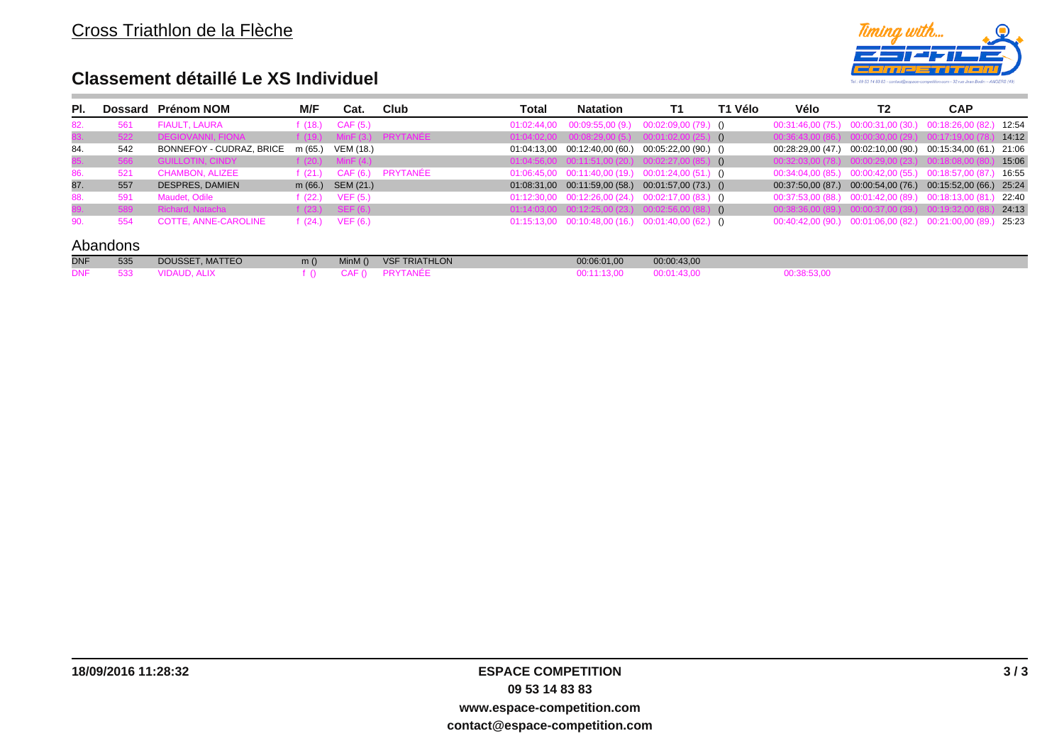# Cross Triathlon de la Flèche

## Classement détaillé Le XS Individuel

| Pl. | Dossard | Prénom NOM | M/F | Cat. | Club | Total | Natation | T1 | T1 Vélo | Vélo | T2 | CAP | |
|---|---|---|---|---|---|---|---|---|---|---|---|---|---|
| 82. | 561 | FIAULT, LAURA | f (18.) | CAF (5.) | | 01:02:44,00 | 00:09:55,00 (9.) | 00:02:09,00 (79.) | () | 00:31:46,00 (75.) | 00:00:31,00 (30.) | 00:18:26,00 (82.) | 12:54 |
| 83. | 522 | DEGIOVANNI, FIONA | f (19.) | MinF (3.) | PRYTANÉE | 01:04:02,00 | 00:08:29,00 (5.) | 00:01:02,00 (25.) | () | 00:36:43,00 (86.) | 00:00:30,00 (29.) | 00:17:19,00 (78.) | 14:12 |
| 84. | 542 | BONNEFOY - CUDRAZ, BRICE | m (65.) | VEM (18.) | | 01:04:13,00 | 00:12:40,00 (60.) | 00:05:22,00 (90.) | () | 00:28:29,00 (47.) | 00:02:10,00 (90.) | 00:15:34,00 (61.) | 21:06 |
| 85. | 566 | GUILLOTIN, CINDY | f (20.) | MinF (4.) | | 01:04:56,00 | 00:11:51,00 (20.) | 00:02:27,00 (85.) | () | 00:32:03,00 (78.) | 00:00:29,00 (23.) | 00:18:08,00 (80.) | 15:06 |
| 86. | 521 | CHAMBON, ALIZEE | f (21.) | CAF (6.) | PRYTANÉE | 01:06:45,00 | 00:11:40,00 (19.) | 00:01:24,00 (51.) | () | 00:34:04,00 (85.) | 00:00:42,00 (55.) | 00:18:57,00 (87.) | 16:55 |
| 87. | 557 | DESPRES, DAMIEN | m (66.) | SEM (21.) | | 01:08:31,00 | 00:11:59,00 (58.) | 00:01:57,00 (73.) | () | 00:37:50,00 (87.) | 00:00:54,00 (76.) | 00:15:52,00 (66.) | 25:24 |
| 88. | 591 | Maudet, Odile | f (22.) | VEF (5.) | | 01:12:30,00 | 00:12:26,00 (24.) | 00:02:17,00 (83.) | () | 00:37:53,00 (88.) | 00:01:42,00 (89.) | 00:18:13,00 (81.) | 22:40 |
| 89. | 589 | Richard, Natacha | f (23.) | SEF (6.) | | 01:14:03,00 | 00:12:25,00 (23.) | 00:02:56,00 (88.) | () | 00:38:36,00 (89.) | 00:00:37,00 (39.) | 00:19:32,00 (88.) | 24:13 |
| 90. | 554 | COTTE, ANNE-CAROLINE | f (24.) | VEF (6.) | | 01:15:13,00 | 00:10:48,00 (16.) | 00:01:40,00 (62.) | () | 00:40:42,00 (90.) | 00:01:06,00 (82.) | 00:21:00,00 (89.) | 25:23 |

### Abandons

| | | | | | | | | | | | | | |
|---|---|---|---|---|---|---|---|---|---|---|---|---|---|
| DNF | 535 | DOUSSET, MATTEO | m () | MinM () | VSF TRIATHLON | | 00:06:01,00 | 00:00:43,00 | | | | | |
| DNF | 533 | VIDAUD, ALIX | f () | CAF () | PRYTANÉE | | 00:11:13,00 | 00:01:43,00 | | 00:38:53,00 | | | |

18/09/2016 11:28:32

**ESPACE COMPETITION**
**09 53 14 83 83**
**www.espace-competition.com**
**contact@espace-competition.com**